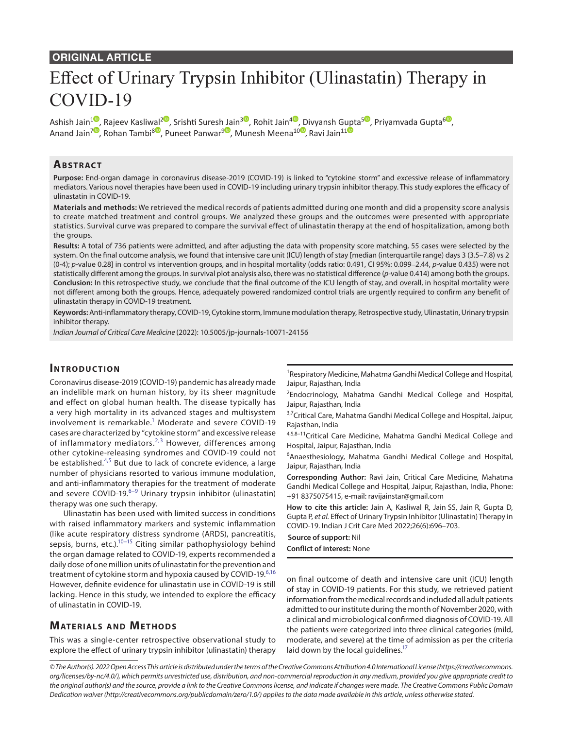**ORIGINAL ARTICLE**

# Effect of Urinary Trypsin Inhibitor (Ulinastatin) Therapy in COVID-19

Ashish Jain[1], Rajeev Kasliwal[2], Srishti Suresh Jain[3], Rohit Jain[4], Divyansh Gupta[5], Priyamvada Gupta[6], Anand Jain[7], Rohan Tambi[8], Puneet Panwar[9], Munesh Meena[10], Ravi Jain[11]

## Abstract

**Purpose:** End-organ damage in coronavirus disease-2019 (COVID-19) is linked to "cytokine storm" and excessive release of inflammatory mediators. Various novel therapies have been used in COVID-19 including urinary trypsin inhibitor therapy. This study explores the efficacy of ulinastatin in COVID-19.

**Materials and methods:** We retrieved the medical records of patients admitted during one month and did a propensity score analysis to create matched treatment and control groups. We analyzed these groups and the outcomes were presented with appropriate statistics. Survival curve was prepared to compare the survival effect of ulinastatin therapy at the end of hospitalization, among both the groups.

**Results:** A total of 736 patients were admitted, and after adjusting the data with propensity score matching, 55 cases were selected by the system. On the final outcome analysis, we found that intensive care unit (ICU) length of stay [median (interquartile range) days 3 (3.5–7.8) vs 2 (0-4); *p*-value 0.28] in control vs intervention groups, and in hospital mortality (odds ratio: 0.491, CI 95%: 0.099–2.44, *p*-value 0.435) were not statistically different among the groups. In survival plot analysis also, there was no statistical difference (*p*-value 0.414) among both the groups.

**Conclusion:** In this retrospective study, we conclude that the final outcome of the ICU length of stay, and overall, in hospital mortality were not different among both the groups. Hence, adequately powered randomized control trials are urgently required to confirm any benefit of ulinastatin therapy in COVID-19 treatment.

**Keywords:** Anti-inflammatory therapy, COVID-19, Cytokine storm, Immune modulation therapy, Retrospective study, Ulinastatin, Urinary trypsin inhibitor therapy.

*Indian Journal of Critical Care Medicine* (2022): 10.5005/jp-journals-10071-24156

## Introduction

Coronavirus disease-2019 (COVID-19) pandemic has already made an indelible mark on human history, by its sheer magnitude and effect on global human health. The disease typically has a very high mortality in its advanced stages and multisystem involvement is remarkable.[1] Moderate and severe COVID-19 cases are characterized by "cytokine storm" and excessive release of inflammatory mediators.[2,3] However, differences among other cytokine-releasing syndromes and COVID-19 could not be established.[4,5] But due to lack of concrete evidence, a large number of physicians resorted to various immune modulation, and anti-inflammatory therapies for the treatment of moderate and severe COVID-19.[6–9] Urinary trypsin inhibitor (ulinastatin) therapy was one such therapy.

Ulinastatin has been used with limited success in conditions with raised inflammatory markers and systemic inflammation (like acute respiratory distress syndrome (ARDS), pancreatitis, sepsis, burns, etc.).[10–15] Citing similar pathophysiology behind the organ damage related to COVID-19, experts recommended a daily dose of one million units of ulinastatin for the prevention and treatment of cytokine storm and hypoxia caused by COVID-19.[6,16] However, definite evidence for ulinastatin use in COVID-19 is still lacking. Hence in this study, we intended to explore the efficacy of ulinastatin in COVID-19.

## Materials and Methods

This was a single-center retrospective observational study to explore the effect of urinary trypsin inhibitor (ulinastatin) therapy on final outcome of death and intensive care unit (ICU) length of stay in COVID-19 patients. For this study, we retrieved patient information from the medical records and included all adult patients admitted to our institute during the month of November 2020, with a clinical and microbiological confirmed diagnosis of COVID-19. All the patients were categorized into three clinical categories (mild, moderate, and severe) at the time of admission as per the criteria laid down by the local guidelines.[17]

[1]Respiratory Medicine, Mahatma Gandhi Medical College and Hospital, Jaipur, Rajasthan, India

[2]Endocrinology, Mahatma Gandhi Medical College and Hospital, Jaipur, Rajasthan, India

[3,7]Critical Care, Mahatma Gandhi Medical College and Hospital, Jaipur, Rajasthan, India

[4,5,8–11]Critical Care Medicine, Mahatma Gandhi Medical College and Hospital, Jaipur, Rajasthan, India

[6]Anaesthesiology, Mahatma Gandhi Medical College and Hospital, Jaipur, Rajasthan, India

**Corresponding Author:** Ravi Jain, Critical Care Medicine, Mahatma Gandhi Medical College and Hospital, Jaipur, Rajasthan, India, Phone: +91 8375075415, e-mail: ravijainstar@gmail.com

**How to cite this article:** Jain A, Kasliwal R, Jain SS, Jain R, Gupta D, Gupta P, *et al.* Effect of Urinary Trypsin Inhibitor (Ulinastatin) Therapy in COVID-19. Indian J Crit Care Med 2022;26(6):696–703.

**Source of support:** Nil

**Conflict of interest:** None

*© The Author(s). 2022 Open Access This article is distributed under the terms of the Creative Commons Attribution 4.0 International License (https://creativecommons.org/licenses/by-nc/4.0/), which permits unrestricted use, distribution, and non-commercial reproduction in any medium, provided you give appropriate credit to the original author(s) and the source, provide a link to the Creative Commons license, and indicate if changes were made. The Creative Commons Public Domain Dedication waiver (http://creativecommons.org/publicdomain/zero/1.0/) applies to the data made available in this article, unless otherwise stated.*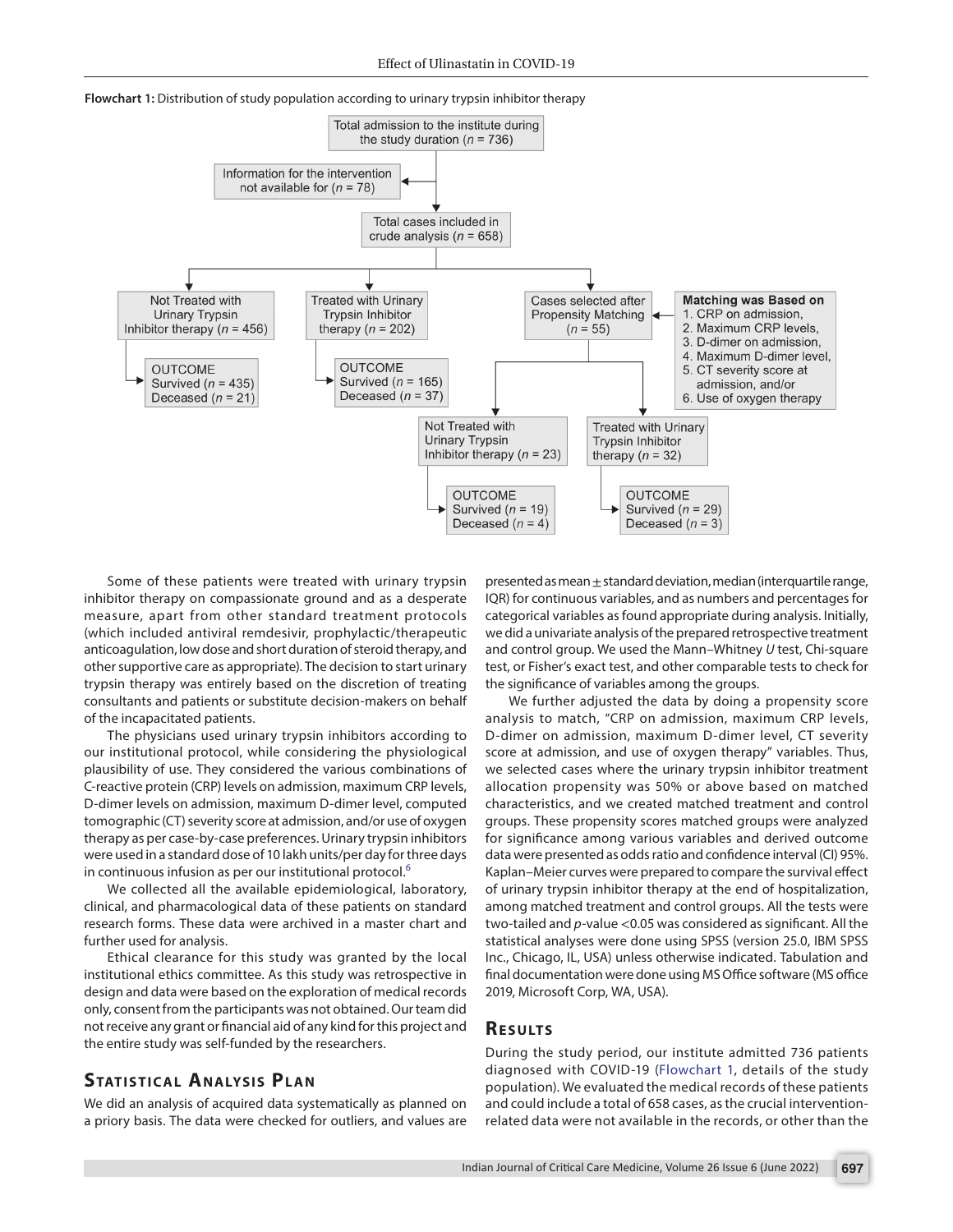**Flowchart 1:** Distribution of study population according to urinary trypsin inhibitor therapy

Total admission to the institute during the study duration ($n$ = 736)

Information for the intervention not available for ($n$ = 78)

Total cases included in crude analysis ($n$ = 658)

Not Treated with Urinary Trypsin Inhibitor therapy ($n$ = 456)

OUTCOME
Survived ($n$ = 435)
Deceased ($n$ = 21)

Treated with Urinary Trypsin Inhibitor therapy ($n$ = 202)

OUTCOME
Survived ($n$ = 165)
Deceased ($n$ = 37)

Cases selected after Propensity Matching ($n$ = 55)

Matching was Based on
1. CRP on admission,
2. Maximum CRP levels,
3. D-dimer on admission,
4. Maximum D-dimer level,
5. CT severity score at admission, and/or
6. Use of oxygen therapy

Not Treated with Urinary Trypsin Inhibitor therapy ($n$ = 23)

OUTCOME
Survived ($n$ = 19)
Deceased ($n$ = 4)

Treated with Urinary Trypsin Inhibitor therapy ($n$ = 32)

OUTCOME
Survived ($n$ = 29)
Deceased ($n$ = 3)

Some of these patients were treated with urinary trypsin inhibitor therapy on compassionate ground and as a desperate measure, apart from other standard treatment protocols (which included antiviral remdesivir, prophylactic/therapeutic anticoagulation, low dose and short duration of steroid therapy, and other supportive care as appropriate). The decision to start urinary trypsin therapy was entirely based on the discretion of treating consultants and patients or substitute decision-makers on behalf of the incapacitated patients.

The physicians used urinary trypsin inhibitors according to our institutional protocol, while considering the physiological plausibility of use. They considered the various combinations of C-reactive protein (CRP) levels on admission, maximum CRP levels, D-dimer levels on admission, maximum D-dimer level, computed tomographic (CT) severity score at admission, and/or use of oxygen therapy as per case-by-case preferences. Urinary trypsin inhibitors were used in a standard dose of 10 lakh units/per day for three days in continuous infusion as per our institutional protocol.[6]

We collected all the available epidemiological, laboratory, clinical, and pharmacological data of these patients on standard research forms. These data were archived in a master chart and further used for analysis.

Ethical clearance for this study was granted by the local institutional ethics committee. As this study was retrospective in design and data were based on the exploration of medical records only, consent from the participants was not obtained. Our team did not receive any grant or financial aid of any kind for this project and the entire study was self-funded by the researchers.

## Statistical Analysis Plan

We did an analysis of acquired data systematically as planned on a priory basis. The data were checked for outliers, and values are presented as mean ± standard deviation, median (interquartile range, IQR) for continuous variables, and as numbers and percentages for categorical variables as found appropriate during analysis. Initially, we did a univariate analysis of the prepared retrospective treatment and control group. We used the Mann–Whitney *U* test, Chi-square test, or Fisher's exact test, and other comparable tests to check for the significance of variables among the groups.

We further adjusted the data by doing a propensity score analysis to match, "CRP on admission, maximum CRP levels, D-dimer on admission, maximum D-dimer level, CT severity score at admission, and use of oxygen therapy" variables. Thus, we selected cases where the urinary trypsin inhibitor treatment allocation propensity was 50% or above based on matched characteristics, and we created matched treatment and control groups. These propensity scores matched groups were analyzed for significance among various variables and derived outcome data were presented as odds ratio and confidence interval (CI) 95%. Kaplan–Meier curves were prepared to compare the survival effect of urinary trypsin inhibitor therapy at the end of hospitalization, among matched treatment and control groups. All the tests were two-tailed and *p*-value <0.05 was considered as significant. All the statistical analyses were done using SPSS (version 25.0, IBM SPSS Inc., Chicago, IL, USA) unless otherwise indicated. Tabulation and final documentation were done using MS Office software (MS office 2019, Microsoft Corp, WA, USA).

## Results

During the study period, our institute admitted 736 patients diagnosed with COVID-19 (Flowchart 1, details of the study population). We evaluated the medical records of these patients and could include a total of 658 cases, as the crucial intervention-related data were not available in the records, or other than the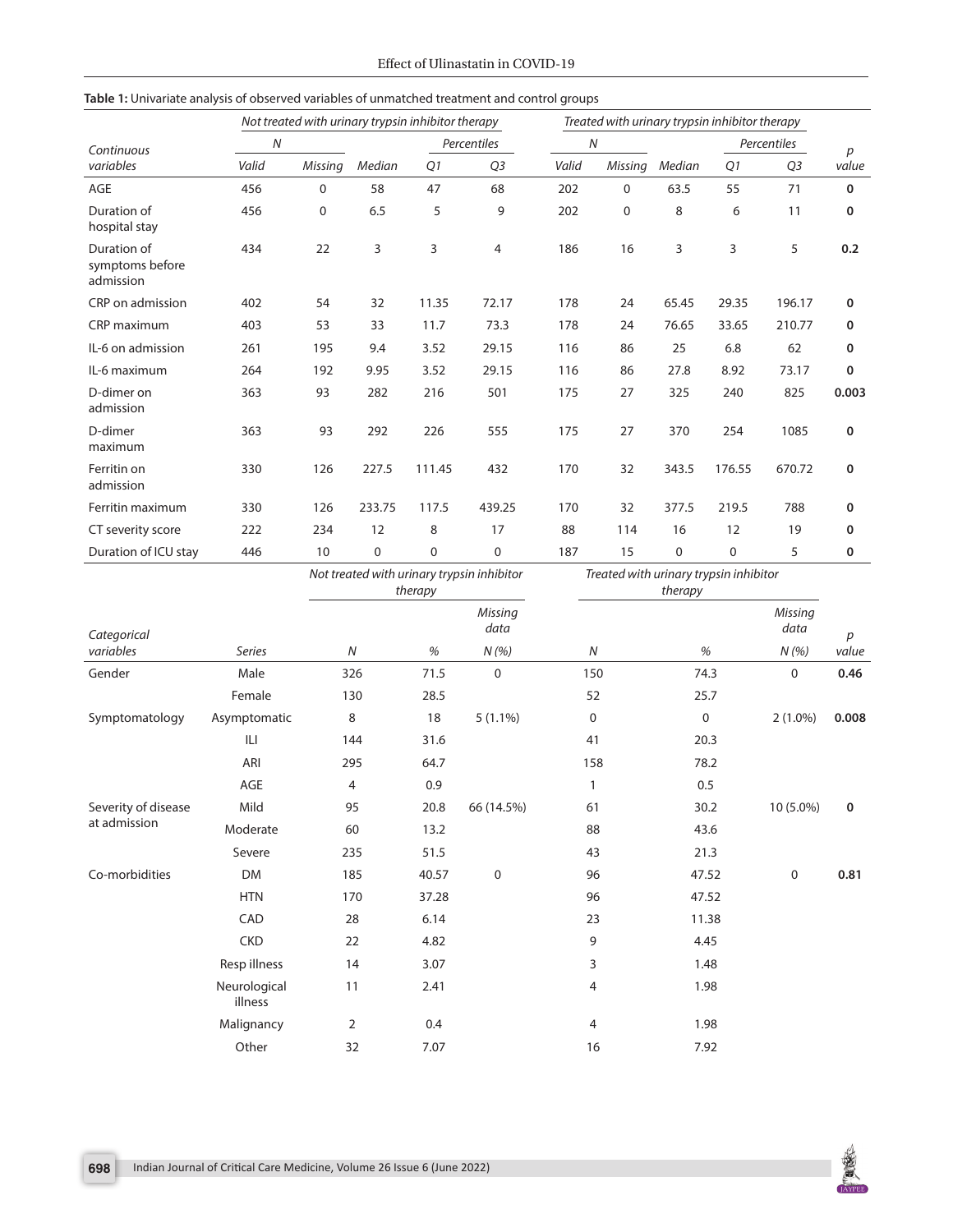**Table 1:** Univariate analysis of observed variables of unmatched treatment and control groups

| Continuous variables | Not treated with urinary trypsin inhibitor therapy | | | | | Treated with urinary trypsin inhibitor therapy | | | | | p value |
|---|---|---|---|---|---|---|---|---|---|---|---|
| | N | | | Percentiles | | N | | | Percentiles | | |
| | Valid | Missing | Median | Q1 | Q3 | Valid | Missing | Median | Q1 | Q3 | |
| AGE | 456 | 0 | 58 | 47 | 68 | 202 | 0 | 63.5 | 55 | 71 | **0** |
| Duration of hospital stay | 456 | 0 | 6.5 | 5 | 9 | 202 | 0 | 8 | 6 | 11 | **0** |
| Duration of symptoms before admission | 434 | 22 | 3 | 3 | 4 | 186 | 16 | 3 | 3 | 5 | **0.2** |
| CRP on admission | 402 | 54 | 32 | 11.35 | 72.17 | 178 | 24 | 65.45 | 29.35 | 196.17 | **0** |
| CRP maximum | 403 | 53 | 33 | 11.7 | 73.3 | 178 | 24 | 76.65 | 33.65 | 210.77 | **0** |
| IL-6 on admission | 261 | 195 | 9.4 | 3.52 | 29.15 | 116 | 86 | 25 | 6.8 | 62 | **0** |
| IL-6 maximum | 264 | 192 | 9.95 | 3.52 | 29.15 | 116 | 86 | 27.8 | 8.92 | 73.17 | **0** |
| D-dimer on admission | 363 | 93 | 282 | 216 | 501 | 175 | 27 | 325 | 240 | 825 | **0.003** |
| D-dimer maximum | 363 | 93 | 292 | 226 | 555 | 175 | 27 | 370 | 254 | 1085 | **0** |
| Ferritin on admission | 330 | 126 | 227.5 | 111.45 | 432 | 170 | 32 | 343.5 | 176.55 | 670.72 | **0** |
| Ferritin maximum | 330 | 126 | 233.75 | 117.5 | 439.25 | 170 | 32 | 377.5 | 219.5 | 788 | **0** |
| CT severity score | 222 | 234 | 12 | 8 | 17 | 88 | 114 | 16 | 12 | 19 | **0** |
| Duration of ICU stay | 446 | 10 | 0 | 0 | 0 | 187 | 15 | 0 | 0 | 5 | **0** |

| Categorical variables | Series | Not treated with urinary trypsin inhibitor therapy | | | Treated with urinary trypsin inhibitor therapy | | | p value |
|---|---|---|---|---|---|---|---|---|
| | | N | % | Missing data N (%) | N | % | Missing data N (%) | |
| Gender | Male | 326 | 71.5 | 0 | 150 | 74.3 | 0 | **0.46** |
| | Female | 130 | 28.5 | | 52 | 25.7 | | |
| Symptomatology | Asymptomatic | 8 | 18 | 5 (1.1%) | 0 | 0 | 2 (1.0%) | **0.008** |
| | ILI | 144 | 31.6 | | 41 | 20.3 | | |
| | ARI | 295 | 64.7 | | 158 | 78.2 | | |
| | AGE | 4 | 0.9 | | 1 | 0.5 | | |
| Severity of disease at admission | Mild | 95 | 20.8 | 66 (14.5%) | 61 | 30.2 | 10 (5.0%) | **0** |
| | Moderate | 60 | 13.2 | | 88 | 43.6 | | |
| | Severe | 235 | 51.5 | | 43 | 21.3 | | |
| Co-morbidities | DM | 185 | 40.57 | 0 | 96 | 47.52 | 0 | **0.81** |
| | HTN | 170 | 37.28 | | 96 | 47.52 | | |
| | CAD | 28 | 6.14 | | 23 | 11.38 | | |
| | CKD | 22 | 4.82 | | 9 | 4.45 | | |
| | Resp illness | 14 | 3.07 | | 3 | 1.48 | | |
| | Neurological illness | 11 | 2.41 | | 4 | 1.98 | | |
| | Malignancy | 2 | 0.4 | | 4 | 1.98 | | |
| | Other | 32 | 7.07 | | 16 | 7.92 | | |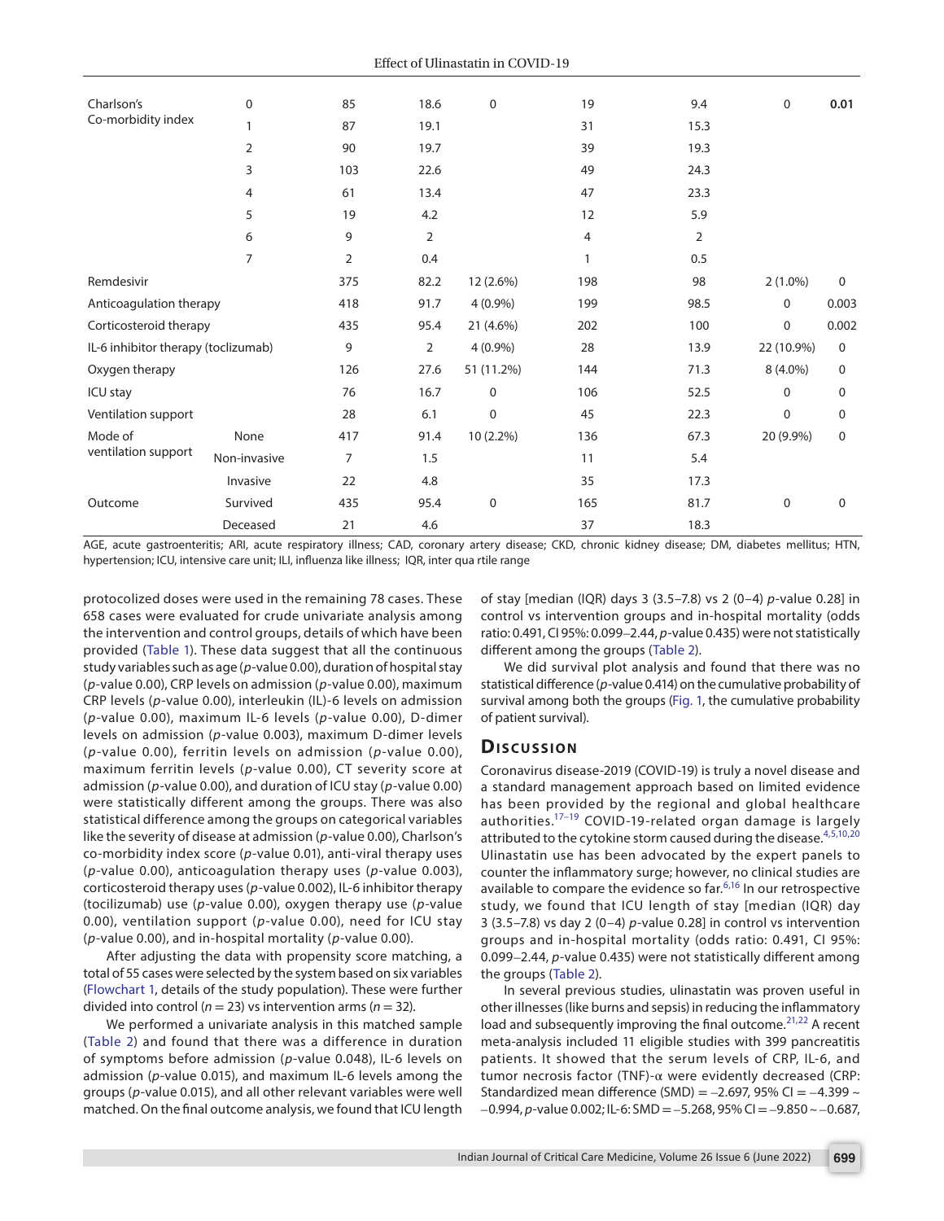| | | | | | | | | |
|---|---|---|---|---|---|---|---|---|
| Charlson's Co-morbidity index | 0 | 85 | 18.6 | 0 | 19 | 9.4 | 0 | **0.01** |
| | 1 | 87 | 19.1 | | 31 | 15.3 | | |
| | 2 | 90 | 19.7 | | 39 | 19.3 | | |
| | 3 | 103 | 22.6 | | 49 | 24.3 | | |
| | 4 | 61 | 13.4 | | 47 | 23.3 | | |
| | 5 | 19 | 4.2 | | 12 | 5.9 | | |
| | 6 | 9 | 2 | | 4 | 2 | | |
| | 7 | 2 | 0.4 | | 1 | 0.5 | | |
| Remdesivir | | 375 | 82.2 | 12 (2.6%) | 198 | 98 | 2 (1.0%) | 0 |
| Anticoagulation therapy | | 418 | 91.7 | 4 (0.9%) | 199 | 98.5 | 0 | 0.003 |
| Corticosteroid therapy | | 435 | 95.4 | 21 (4.6%) | 202 | 100 | 0 | 0.002 |
| IL-6 inhibitor therapy (toclizumab) | | 9 | 2 | 4 (0.9%) | 28 | 13.9 | 22 (10.9%) | 0 |
| Oxygen therapy | | 126 | 27.6 | 51 (11.2%) | 144 | 71.3 | 8 (4.0%) | 0 |
| ICU stay | | 76 | 16.7 | 0 | 106 | 52.5 | 0 | 0 |
| Ventilation support | | 28 | 6.1 | 0 | 45 | 22.3 | 0 | 0 |
| Mode of ventilation support | None | 417 | 91.4 | 10 (2.2%) | 136 | 67.3 | 20 (9.9%) | 0 |
| | Non-invasive | 7 | 1.5 | | 11 | 5.4 | | |
| | Invasive | 22 | 4.8 | | 35 | 17.3 | | |
| Outcome | Survived | 435 | 95.4 | 0 | 165 | 81.7 | 0 | 0 |
| | Deceased | 21 | 4.6 | | 37 | 18.3 | | |

AGE, acute gastroenteritis; ARI, acute respiratory illness; CAD, coronary artery disease; CKD, chronic kidney disease; DM, diabetes mellitus; HTN, hypertension; ICU, intensive care unit; ILI, influenza like illness; IQR, inter qua rtile range

protocolized doses were used in the remaining 78 cases. These 658 cases were evaluated for crude univariate analysis among the intervention and control groups, details of which have been provided (Table 1). These data suggest that all the continuous study variables such as age (*p*-value 0.00), duration of hospital stay (*p*-value 0.00), CRP levels on admission (*p*-value 0.00), maximum CRP levels (*p*-value 0.00), interleukin (IL)-6 levels on admission (*p*-value 0.00), maximum IL-6 levels (*p*-value 0.00), D-dimer levels on admission (*p*-value 0.003), maximum D-dimer levels (*p*-value 0.00), ferritin levels on admission (*p*-value 0.00), maximum ferritin levels (*p*-value 0.00), CT severity score at admission (*p*-value 0.00), and duration of ICU stay (*p*-value 0.00) were statistically different among the groups. There was also statistical difference among the groups on categorical variables like the severity of disease at admission (*p*-value 0.00), Charlson's co-morbidity index score (*p*-value 0.01), anti-viral therapy uses (*p*-value 0.00), anticoagulation therapy uses (*p*-value 0.003), corticosteroid therapy uses (*p*-value 0.002), IL-6 inhibitor therapy (tocilizumab) use (*p*-value 0.00), oxygen therapy use (*p*-value 0.00), ventilation support (*p*-value 0.00), need for ICU stay (*p*-value 0.00), and in-hospital mortality (*p*-value 0.00).

After adjusting the data with propensity score matching, a total of 55 cases were selected by the system based on six variables (Flowchart 1, details of the study population). These were further divided into control ($n = 23$) vs intervention arms ($n = 32$).

We performed a univariate analysis in this matched sample (Table 2) and found that there was a difference in duration of symptoms before admission (*p*-value 0.048), IL-6 levels on admission (*p*-value 0.015), and maximum IL-6 levels among the groups (*p*-value 0.015), and all other relevant variables were well matched. On the final outcome analysis, we found that ICU length of stay [median (IQR) days 3 (3.5–7.8) vs 2 (0–4) *p*-value 0.28] in control vs intervention groups and in-hospital mortality (odds ratio: 0.491, CI 95%: 0.099–2.44, *p*-value 0.435) were not statistically different among the groups (Table 2).

We did survival plot analysis and found that there was no statistical difference (*p*-value 0.414) on the cumulative probability of survival among both the groups (Fig. 1, the cumulative probability of patient survival).

## Discussion

Coronavirus disease-2019 (COVID-19) is truly a novel disease and a standard management approach based on limited evidence has been provided by the regional and global healthcare authorities.[17–19] COVID-19-related organ damage is largely attributed to the cytokine storm caused during the disease.[4,5,10,20] Ulinastatin use has been advocated by the expert panels to counter the inflammatory surge; however, no clinical studies are available to compare the evidence so far.[6,16] In our retrospective study, we found that ICU length of stay [median (IQR) day 3 (3.5–7.8) vs day 2 (0–4) *p*-value 0.28] in control vs intervention groups and in-hospital mortality (odds ratio: 0.491, CI 95%: 0.099–2.44, *p*-value 0.435) were not statistically different among the groups (Table 2).

In several previous studies, ulinastatin was proven useful in other illnesses (like burns and sepsis) in reducing the inflammatory load and subsequently improving the final outcome.[21,22] A recent meta-analysis included 11 eligible studies with 399 pancreatitis patients. It showed that the serum levels of CRP, IL-6, and tumor necrosis factor (TNF)-α were evidently decreased (CRP: Standardized mean difference (SMD) = –2.697, 95% CI = –4.399 ~ –0.994, *p*-value 0.002; IL-6: SMD = –5.268, 95% CI = –9.850 ~ –0.687,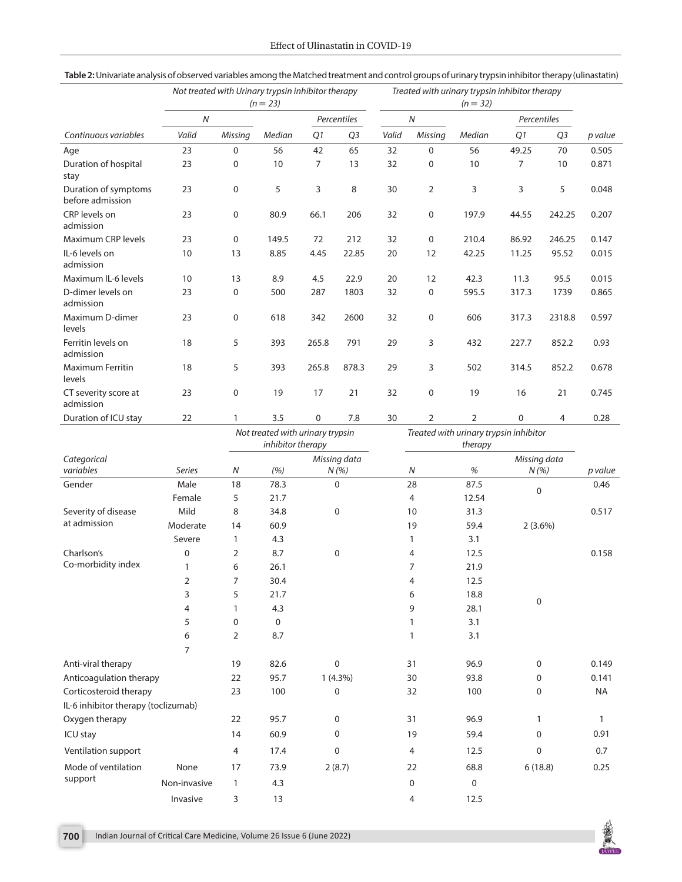**Table 2:** Univariate analysis of observed variables among the Matched treatment and control groups of urinary trypsin inhibitor therapy (ulinastatin)

| | *Not treated with Urinary trypsin inhibitor therapy (n = 23)* | | | | | *Treated with urinary trypsin inhibitor therapy (n = 32)* | | | | | |
|---|---|---|---|---|---|---|---|---|---|---|---|
| | *N* | | | *Percentiles* | | *N* | | | *Percentiles* | | |
| *Continuous variables* | *Valid* | *Missing* | *Median* | *Q1* | *Q3* | *Valid* | *Missing* | *Median* | *Q1* | *Q3* | *p value* |
| Age | 23 | 0 | 56 | 42 | 65 | 32 | 0 | 56 | 49.25 | 70 | 0.505 |
| Duration of hospital stay | 23 | 0 | 10 | 7 | 13 | 32 | 0 | 10 | 7 | 10 | 0.871 |
| Duration of symptoms before admission | 23 | 0 | 5 | 3 | 8 | 30 | 2 | 3 | 3 | 5 | 0.048 |
| CRP levels on admission | 23 | 0 | 80.9 | 66.1 | 206 | 32 | 0 | 197.9 | 44.55 | 242.25 | 0.207 |
| Maximum CRP levels | 23 | 0 | 149.5 | 72 | 212 | 32 | 0 | 210.4 | 86.92 | 246.25 | 0.147 |
| IL-6 levels on admission | 10 | 13 | 8.85 | 4.45 | 22.85 | 20 | 12 | 42.25 | 11.25 | 95.52 | 0.015 |
| Maximum IL-6 levels | 10 | 13 | 8.9 | 4.5 | 22.9 | 20 | 12 | 42.3 | 11.3 | 95.5 | 0.015 |
| D-dimer levels on admission | 23 | 0 | 500 | 287 | 1803 | 32 | 0 | 595.5 | 317.3 | 1739 | 0.865 |
| Maximum D-dimer levels | 23 | 0 | 618 | 342 | 2600 | 32 | 0 | 606 | 317.3 | 2318.8 | 0.597 |
| Ferritin levels on admission | 18 | 5 | 393 | 265.8 | 791 | 29 | 3 | 432 | 227.7 | 852.2 | 0.93 |
| Maximum Ferritin levels | 18 | 5 | 393 | 265.8 | 878.3 | 29 | 3 | 502 | 314.5 | 852.2 | 0.678 |
| CT severity score at admission | 23 | 0 | 19 | 17 | 21 | 32 | 0 | 19 | 16 | 21 | 0.745 |
| Duration of ICU stay | 22 | 1 | 3.5 | 0 | 7.8 | 30 | 2 | 2 | 0 | 4 | 0.28 |

| | | *Not treated with urinary trypsin inhibitor therapy* | | | *Treated with urinary trypsin inhibitor therapy* | | | |
|---|---|---|---|---|---|---|---|---|
| *Categorical variables* | *Series* | *N* | *(%)* | *Missing data N (%)* | *N* | *%* | *Missing data N (%)* | *p value* |
| Gender | Male | 18 | 78.3 | 0 | 28 | 87.5 | 0 | 0.46 |
| | Female | 5 | 21.7 | | 4 | 12.54 | | |
| Severity of disease at admission | Mild | 8 | 34.8 | 0 | 10 | 31.3 | 2 (3.6%) | 0.517 |
| | Moderate | 14 | 60.9 | | 19 | 59.4 | | |
| | Severe | 1 | 4.3 | | 1 | 3.1 | | |
| Charlson's Co-morbidity index | 0 | 2 | 8.7 | 0 | 4 | 12.5 | 0 | 0.158 |
| | 1 | 6 | 26.1 | | 7 | 21.9 | | |
| | 2 | 7 | 30.4 | | 4 | 12.5 | | |
| | 3 | 5 | 21.7 | | 6 | 18.8 | | |
| | 4 | 1 | 4.3 | | 9 | 28.1 | | |
| | 5 | 0 | 0 | | 1 | 3.1 | | |
| | 6 | 2 | 8.7 | | 1 | 3.1 | | |
| | 7 | | | | | | | |
| Anti-viral therapy | | 19 | 82.6 | 0 | 31 | 96.9 | 0 | 0.149 |
| Anticoagulation therapy | | 22 | 95.7 | 1 (4.3%) | 30 | 93.8 | 0 | 0.141 |
| Corticosteroid therapy | | 23 | 100 | 0 | 32 | 100 | 0 | NA |
| IL-6 inhibitor therapy (toclizumab) | | | | | | | | |
| Oxygen therapy | | 22 | 95.7 | 0 | 31 | 96.9 | 1 | 1 |
| ICU stay | | 14 | 60.9 | 0 | 19 | 59.4 | 0 | 0.91 |
| Ventilation support | | 4 | 17.4 | 0 | 4 | 12.5 | 0 | 0.7 |
| Mode of ventilation support | None | 17 | 73.9 | 2 (8.7) | 22 | 68.8 | 6 (18.8) | 0.25 |
| | Non-invasive | 1 | 4.3 | | 0 | 0 | | |
| | Invasive | 3 | 13 | | 4 | 12.5 | | |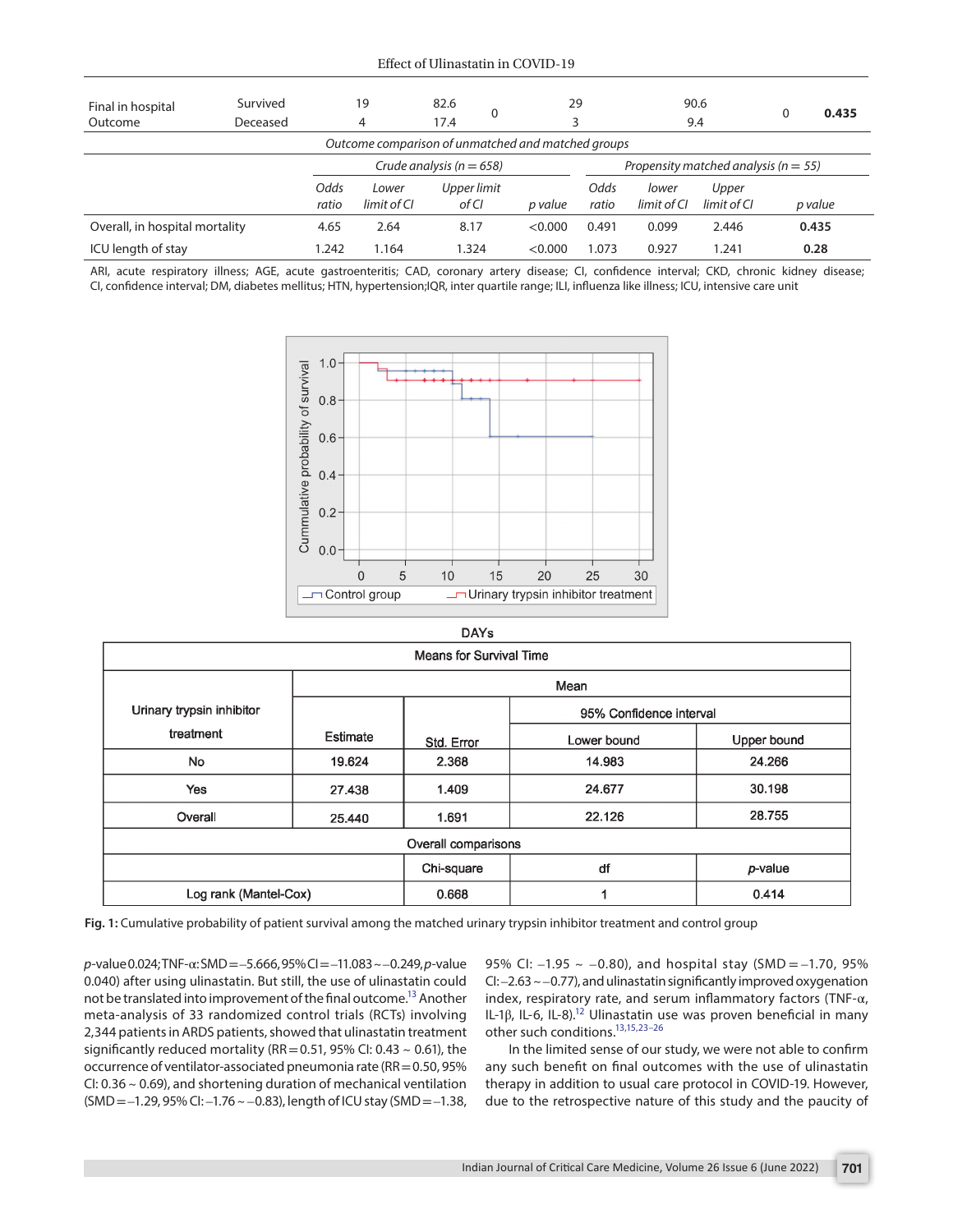| | | | | | | | | |
|---|---|---|---|---|---|---|---|---|
| Final in hospital Outcome | Survived | 19 | 82.6 | 0 | 29 | 90.6 | 0 | **0.435** |
| | Deceased | 4 | 17.4 | | 3 | 9.4 | | |

*Outcome comparison of unmatched and matched groups*

| | *Crude analysis (n = 658)* | | | | *Propensity matched analysis (n = 55)* | | | |
|---|---|---|---|---|---|---|---|---|
| | *Odds ratio* | *Lower limit of CI* | *Upper limit of CI* | *p value* | *Odds ratio* | *lower limit of CI* | *Upper limit of CI* | *p value* |
| Overall, in hospital mortality | 4.65 | 2.64 | 8.17 | <0.000 | 0.491 | 0.099 | 2.446 | **0.435** |
| ICU length of stay | 1.242 | 1.164 | 1.324 | <0.000 | 1.073 | 0.927 | 1.241 | **0.28** |

ARI, acute respiratory illness; AGE, acute gastroenteritis; CAD, coronary artery disease; CI, confidence interval; CKD, chronic kidney disease; CI, confidence interval; DM, diabetes mellitus; HTN, hypertension;IQR, inter quartile range; ILI, influenza like illness; ICU, intensive care unit

Cummulative probability of survival

1.0
0.8
0.6
0.4
0.2
0.0

0 5 10 15 20 25 30

Control group
Urinary trypsin inhibitor treatment

DAYs

| Means for Survival Time | | | | |
|---|---|---|---|---|
| Urinary trypsin inhibitor treatment | Mean | | | |
| | Estimate | Std. Error | 95% Confidence interval | |
| | | | Lower bound | Upper bound |
| No | 19.624 | 2.368 | 14.983 | 24.266 |
| Yes | 27.438 | 1.409 | 24.677 | 30.198 |
| Overall | 25.440 | 1.691 | 22.126 | 28.755 |
| Overall comparisons | | | | |
| | Chi-square | df | *p*-value | |
| Log rank (Mantel-Cox) | 0.668 | 1 | 0.414 | |

**Fig. 1:** Cumulative probability of patient survival among the matched urinary trypsin inhibitor treatment and control group

*p*-value 0.024; TNF-α: SMD = –5.666, 95% CI = –11.083 ~ –0.249, *p*-value 0.040) after using ulinastatin. But still, the use of ulinastatin could not be translated into improvement of the final outcome.[13] Another meta-analysis of 33 randomized control trials (RCTs) involving 2,344 patients in ARDS patients, showed that ulinastatin treatment significantly reduced mortality (RR = 0.51, 95% CI: 0.43 ~ 0.61), the occurrence of ventilator-associated pneumonia rate (RR = 0.50, 95% CI: 0.36 ~ 0.69), and shortening duration of mechanical ventilation (SMD = –1.29, 95% CI: –1.76 ~ –0.83), length of ICU stay (SMD = –1.38, 95% CI: –1.95 ~ –0.80), and hospital stay (SMD = –1.70, 95% CI: –2.63 ~ –0.77), and ulinastatin significantly improved oxygenation index, respiratory rate, and serum inflammatory factors (TNF-α, IL-1β, IL-6, IL-8).[12] Ulinastatin use was proven beneficial in many other such conditions.[13,15,23–26]

In the limited sense of our study, we were not able to confirm any such benefit on final outcomes with the use of ulinastatin therapy in addition to usual care protocol in COVID-19. However, due to the retrospective nature of this study and the paucity of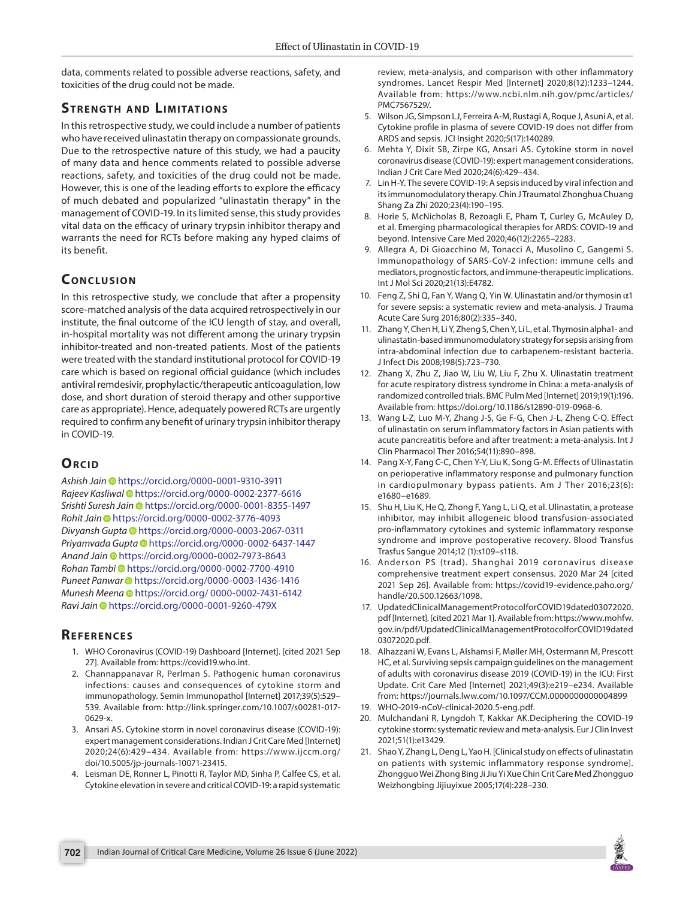data, comments related to possible adverse reactions, safety, and toxicities of the drug could not be made.

## Strength and Limitations

In this retrospective study, we could include a number of patients who have received ulinastatin therapy on compassionate grounds. Due to the retrospective nature of this study, we had a paucity of many data and hence comments related to possible adverse reactions, safety, and toxicities of the drug could not be made. However, this is one of the leading efforts to explore the efficacy of much debated and popularized "ulinastatin therapy" in the management of COVID-19. In its limited sense, this study provides vital data on the efficacy of urinary trypsin inhibitor therapy and warrants the need for RCTs before making any hyped claims of its benefit.

## Conclusion

In this retrospective study, we conclude that after a propensity score-matched analysis of the data acquired retrospectively in our institute, the final outcome of the ICU length of stay, and overall, in-hospital mortality was not different among the urinary trypsin inhibitor-treated and non-treated patients. Most of the patients were treated with the standard institutional protocol for COVID-19 care which is based on regional official guidance (which includes antiviral remdesivir, prophylactic/therapeutic anticoagulation, low dose, and short duration of steroid therapy and other supportive care as appropriate). Hence, adequately powered RCTs are urgently required to confirm any benefit of urinary trypsin inhibitor therapy in COVID-19.

## Orcid

*Ashish Jain* https://orcid.org/0000-0001-9310-3911
*Rajeev Kasliwal* https://orcid.org/0000-0002-2377-6616
*Srishti Suresh Jain* https://orcid.org/0000-0001-8355-1497
*Rohit Jain* https://orcid.org/0000-0002-3776-4093
*Divyansh Gupta* https://orcid.org/0000-0003-2067-0311
*Priyamvada Gupta* https://orcid.org/0000-0002-6437-1447
*Anand Jain* https://orcid.org/0000-0002-7973-8643
*Rohan Tambi* https://orcid.org/0000-0002-7700-4910
*Puneet Panwar* https://orcid.org/0000-0003-1436-1416
*Munesh Meena* https://orcid.org/ 0000-0002-7431-6142
*Ravi Jain* https://orcid.org/0000-0001-9260-479X

## References

1. WHO Coronavirus (COVID-19) Dashboard [Internet]. [cited 2021 Sep 27]. Available from: https://covid19.who.int.
2. Channappanavar R, Perlman S. Pathogenic human coronavirus infections: causes and consequences of cytokine storm and immunopathology. Semin Immunopathol [Internet] 2017;39(5):529–539. Available from: http://link.springer.com/10.1007/s00281-017-0629-x.
3. Ansari AS. Cytokine storm in novel coronavirus disease (COVID-19): expert management considerations. Indian J Crit Care Med [Internet] 2020;24(6):429–434. Available from: https://www.ijccm.org/doi/10.5005/jp-journals-10071-23415.
4. Leisman DE, Ronner L, Pinotti R, Taylor MD, Sinha P, Calfee CS, et al. Cytokine elevation in severe and critical COVID-19: a rapid systematic review, meta-analysis, and comparison with other inflammatory syndromes. Lancet Respir Med [Internet] 2020;8(12):1233–1244. Available from: https://www.ncbi.nlm.nih.gov/pmc/articles/PMC7567529/.
5. Wilson JG, Simpson LJ, Ferreira A-M, Rustagi A, Roque J, Asuni A, et al. Cytokine profile in plasma of severe COVID-19 does not differ from ARDS and sepsis. JCI Insight 2020;5(17):140289.
6. Mehta Y, Dixit SB, Zirpe KG, Ansari AS. Cytokine storm in novel coronavirus disease (COVID-19): expert management considerations. Indian J Crit Care Med 2020;24(6):429–434.
7. Lin H-Y. The severe COVID-19: A sepsis induced by viral infection and its immunomodulatory therapy. Chin J Traumatol Zhonghua Chuang Shang Za Zhi 2020;23(4):190–195.
8. Horie S, McNicholas B, Rezoagli E, Pham T, Curley G, McAuley D, et al. Emerging pharmacological therapies for ARDS: COVID-19 and beyond. Intensive Care Med 2020;46(12):2265–2283.
9. Allegra A, Di Gioacchino M, Tonacci A, Musolino C, Gangemi S. Immunopathology of SARS-CoV-2 infection: immune cells and mediators, prognostic factors, and immune-therapeutic implications. Int J Mol Sci 2020;21(13):E4782.
10. Feng Z, Shi Q, Fan Y, Wang Q, Yin W. Ulinastatin and/or thymosin α1 for severe sepsis: a systematic review and meta-analysis. J Trauma Acute Care Surg 2016;80(2):335–340.
11. Zhang Y, Chen H, Li Y, Zheng S, Chen Y, Li L, et al. Thymosin alpha1- and ulinastatin-based immunomodulatory strategy for sepsis arising from intra-abdominal infection due to carbapenem-resistant bacteria. J Infect Dis 2008;198(5):723–730.
12. Zhang X, Zhu Z, Jiao W, Liu W, Liu F, Zhu X. Ulinastatin treatment for acute respiratory distress syndrome in China: a meta-analysis of randomized controlled trials. BMC Pulm Med [Internet] 2019;19(1):196. Available from: https://doi.org/10.1186/s12890-019-0968-6.
13. Wang L-Z, Luo M-Y, Zhang J-S, Ge F-G, Chen J-L, Zheng C-Q. Effect of ulinastatin on serum inflammatory factors in Asian patients with acute pancreatitis before and after treatment: a meta-analysis. Int J Clin Pharmacol Ther 2016;54(11):890–898.
14. Pang X-Y, Fang C-C, Chen Y-Y, Liu K, Song G-M. Effects of Ulinastatin on perioperative inflammatory response and pulmonary function in cardiopulmonary bypass patients. Am J Ther 2016;23(6):e1680–e1689.
15. Shu H, Liu K, He Q, Zhong F, Yang L, Li Q, et al. Ulinastatin, a protease inhibitor, may inhibit allogeneic blood transfusion-associated pro-inflammatory cytokines and systemic inflammatory response syndrome and improve postoperative recovery. Blood Transfus Trasfus Sangue 2014;12 (1):s109–s118.
16. Anderson PS (trad). Shanghai 2019 coronavirus disease comprehensive treatment expert consensus. 2020 Mar 24 [cited 2021 Sep 26]. Available from: https://covid19-evidence.paho.org/handle/20.500.12663/1098.
17. UpdatedClinicalManagementProtocolforCOVID19dated03072020.pdf [Internet]. [cited 2021 Mar 1]. Available from: https://www.mohfw.gov.in/pdf/UpdatedClinicalManagementProtocolforCOVID19dated03072020.pdf.
18. Alhazzani W, Evans L, Alshamsi F, Møller MH, Ostermann M, Prescott HC, et al. Surviving sepsis campaign guidelines on the management of adults with coronavirus disease 2019 (COVID-19) in the ICU: First Update. Crit Care Med [Internet] 2021;49(3):e219–e234. Available from: https://journals.lww.com/10.1097/CCM.0000000000004899
19. WHO-2019-nCoV-clinical-2020.5-eng.pdf.
20. Mulchandani R, Lyngdoh T, Kakkar AK.Deciphering the COVID-19 cytokine storm: systematic review and meta-analysis. Eur J Clin Invest 2021;51(1):e13429.
21. Shao Y, Zhang L, Deng L, Yao H. [Clinical study on effects of ulinastatin on patients with systemic inflammatory response syndrome]. Zhongguo Wei Zhong Bing Ji Jiu Yi Xue Chin Crit Care Med Zhongguo Weizhongbing Jijiuyixue 2005;17(4):228–230.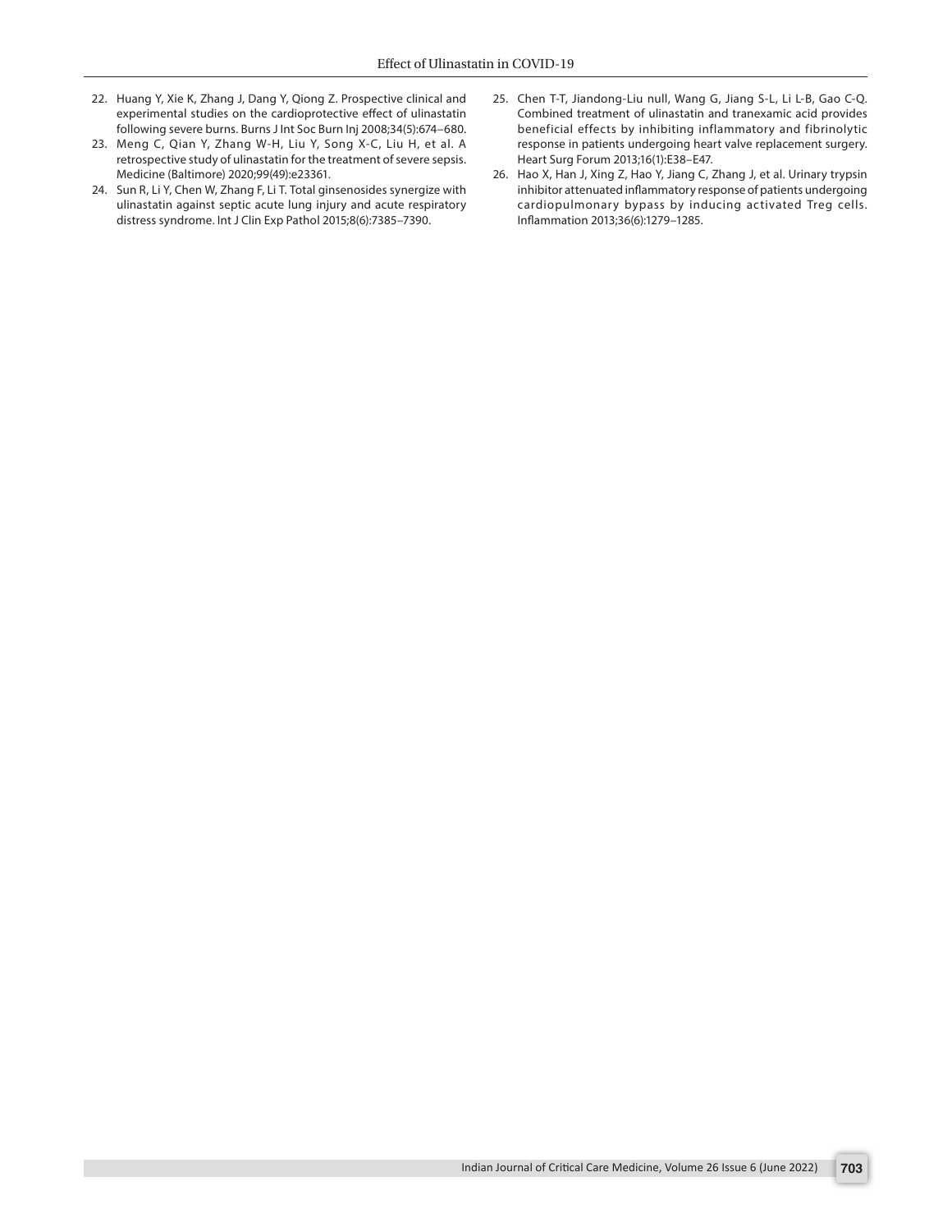22. Huang Y, Xie K, Zhang J, Dang Y, Qiong Z. Prospective clinical and experimental studies on the cardioprotective effect of ulinastatin following severe burns. Burns J Int Soc Burn Inj 2008;34(5):674–680.
23. Meng C, Qian Y, Zhang W-H, Liu Y, Song X-C, Liu H, et al. A retrospective study of ulinastatin for the treatment of severe sepsis. Medicine (Baltimore) 2020;99(49):e23361.
24. Sun R, Li Y, Chen W, Zhang F, Li T. Total ginsenosides synergize with ulinastatin against septic acute lung injury and acute respiratory distress syndrome. Int J Clin Exp Pathol 2015;8(6):7385–7390.
25. Chen T-T, Jiandong-Liu null, Wang G, Jiang S-L, Li L-B, Gao C-Q. Combined treatment of ulinastatin and tranexamic acid provides beneficial effects by inhibiting inflammatory and fibrinolytic response in patients undergoing heart valve replacement surgery. Heart Surg Forum 2013;16(1):E38–E47.
26. Hao X, Han J, Xing Z, Hao Y, Jiang C, Zhang J, et al. Urinary trypsin inhibitor attenuated inflammatory response of patients undergoing cardiopulmonary bypass by inducing activated Treg cells. Inflammation 2013;36(6):1279–1285.